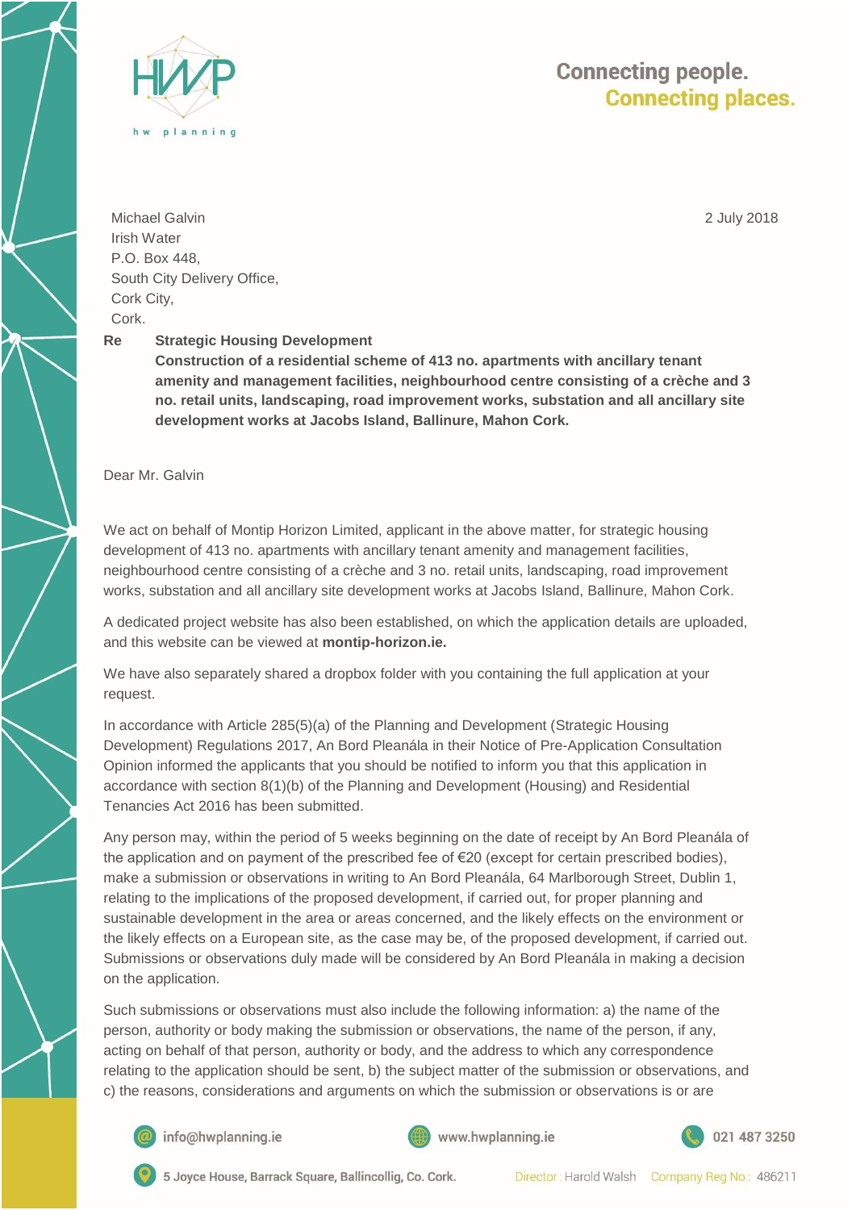Michael Galvin
Irish Water
P.O. Box 448,
South City Delivery Office,
Cork City,
Cork.

2 July 2018

**Re** **Strategic Housing Development**
**Construction of a residential scheme of 413 no. apartments with ancillary tenant amenity and management facilities, neighbourhood centre consisting of a crèche and 3 no. retail units, landscaping, road improvement works, substation and all ancillary site development works at Jacobs Island, Ballinure, Mahon Cork.**

Dear Mr. Galvin

We act on behalf of Montip Horizon Limited, applicant in the above matter, for strategic housing development of 413 no. apartments with ancillary tenant amenity and management facilities, neighbourhood centre consisting of a crèche and 3 no. retail units, landscaping, road improvement works, substation and all ancillary site development works at Jacobs Island, Ballinure, Mahon Cork.

A dedicated project website has also been established, on which the application details are uploaded, and this website can be viewed at **montip-horizon.ie.**

We have also separately shared a dropbox folder with you containing the full application at your request.

In accordance with Article 285(5)(a) of the Planning and Development (Strategic Housing Development) Regulations 2017, An Bord Pleanála in their Notice of Pre-Application Consultation Opinion informed the applicants that you should be notified to inform you that this application in accordance with section 8(1)(b) of the Planning and Development (Housing) and Residential Tenancies Act 2016 has been submitted.

Any person may, within the period of 5 weeks beginning on the date of receipt by An Bord Pleanála of the application and on payment of the prescribed fee of €20 (except for certain prescribed bodies), make a submission or observations in writing to An Bord Pleanála, 64 Marlborough Street, Dublin 1, relating to the implications of the proposed development, if carried out, for proper planning and sustainable development in the area or areas concerned, and the likely effects on the environment or the likely effects on a European site, as the case may be, of the proposed development, if carried out. Submissions or observations duly made will be considered by An Bord Pleanála in making a decision on the application.

Such submissions or observations must also include the following information: a) the name of the person, authority or body making the submission or observations, the name of the person, if any, acting on behalf of that person, authority or body, and the address to which any correspondence relating to the application should be sent, b) the subject matter of the submission or observations, and c) the reasons, considerations and arguments on which the submission or observations is or are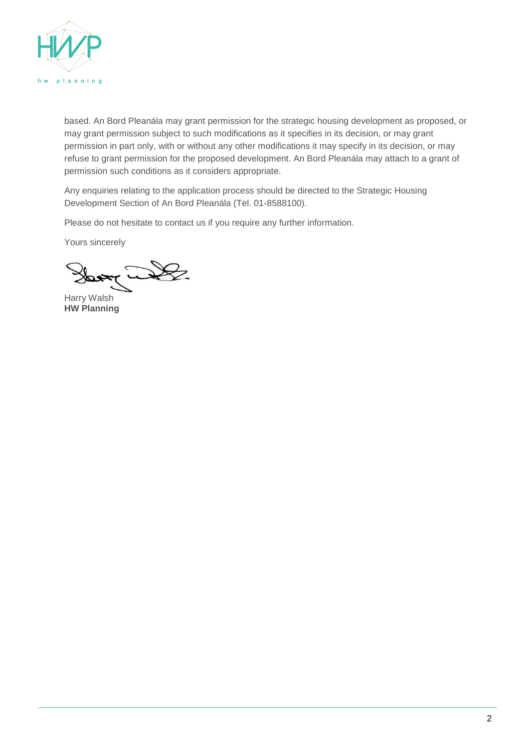based. An Bord Pleanála may grant permission for the strategic housing development as proposed, or may grant permission subject to such modifications as it specifies in its decision, or may grant permission in part only, with or without any other modifications it may specify in its decision, or may refuse to grant permission for the proposed development. An Bord Pleanála may attach to a grant of permission such conditions as it considers appropriate.

Any enquiries relating to the application process should be directed to the Strategic Housing Development Section of An Bord Pleanála (Tel. 01-8588100).

Please do not hesitate to contact us if you require any further information.

Yours sincerely

Harry Walsh
**HW Planning**